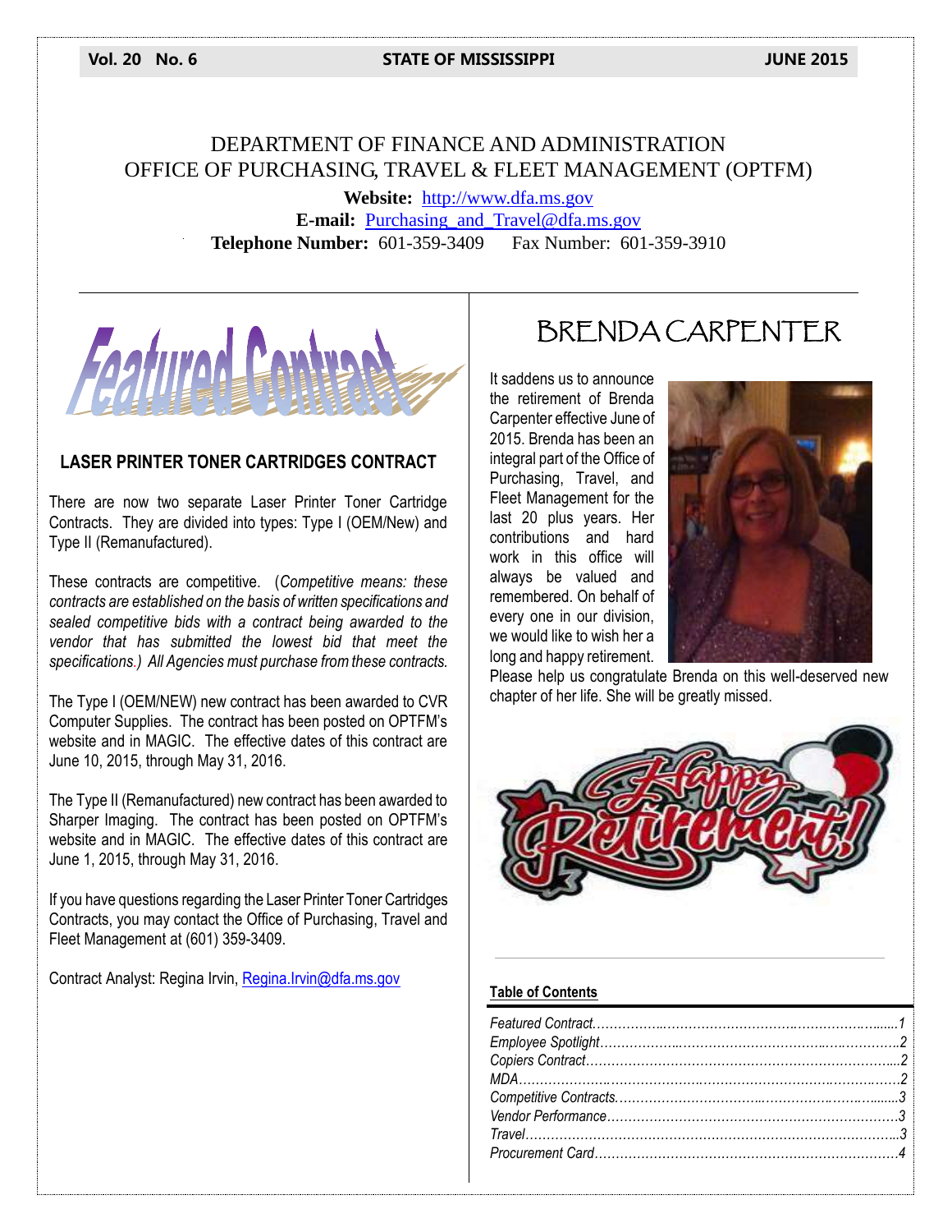# DEPARTMENT OF FINANCE AND ADMINISTRATION
## OFFICE OF PURCHASING, TRAVEL & FLEET MANAGEMENT (OPTFM)

**Website:** http://www.dfa.ms.gov
**E-mail:** Purchasing_and_Travel@dfa.ms.gov
**Telephone Number:** 601-359-3409 Fax Number: 601-359-3910

## Featured Contract

### LASER PRINTER TONER CARTRIDGES CONTRACT

There are now two separate Laser Printer Toner Cartridge Contracts. They are divided into types: Type I (OEM/New) and Type II (Remanufactured).

These contracts are competitive. (*Competitive means: these contracts are established on the basis of written specifications and sealed competitive bids with a contract being awarded to the vendor that has submitted the lowest bid that meet the specifications.) All Agencies must purchase from these contracts.*

The Type I (OEM/NEW) new contract has been awarded to CVR Computer Supplies. The contract has been posted on OPTFM's website and in MAGIC. The effective dates of this contract are June 10, 2015, through May 31, 2016.

The Type II (Remanufactured) new contract has been awarded to Sharper Imaging. The contract has been posted on OPTFM's website and in MAGIC. The effective dates of this contract are June 1, 2015, through May 31, 2016.

If you have questions regarding the Laser Printer Toner Cartridges Contracts, you may contact the Office of Purchasing, Travel and Fleet Management at (601) 359-3409.

Contract Analyst: Regina Irvin, Regina.Irvin@dfa.ms.gov

## BRENDA CARPENTER

It saddens us to announce the retirement of Brenda Carpenter effective June of 2015. Brenda has been an integral part of the Office of Purchasing, Travel, and Fleet Management for the last 20 plus years. Her contributions and hard work in this office will always be valued and remembered. On behalf of every one in our division, we would like to wish her a long and happy retirement. Please help us congratulate Brenda on this well-deserved new chapter of her life. She will be greatly missed.

Happy Retirement!

### Table of Contents

*Featured Contract……………………………………………………………1*
*Employee Spotlight……………………………………………………………2*
*Copiers Contract………………………………………………………………2*
*MDA……………………………………………………………………………2*
*Competitive Contracts…………………………………………………………3*
*Vendor Performance…………………………………………………………3*
*Travel…………………………………………………………………………3*
*Procurement Card……………………………………………………………4*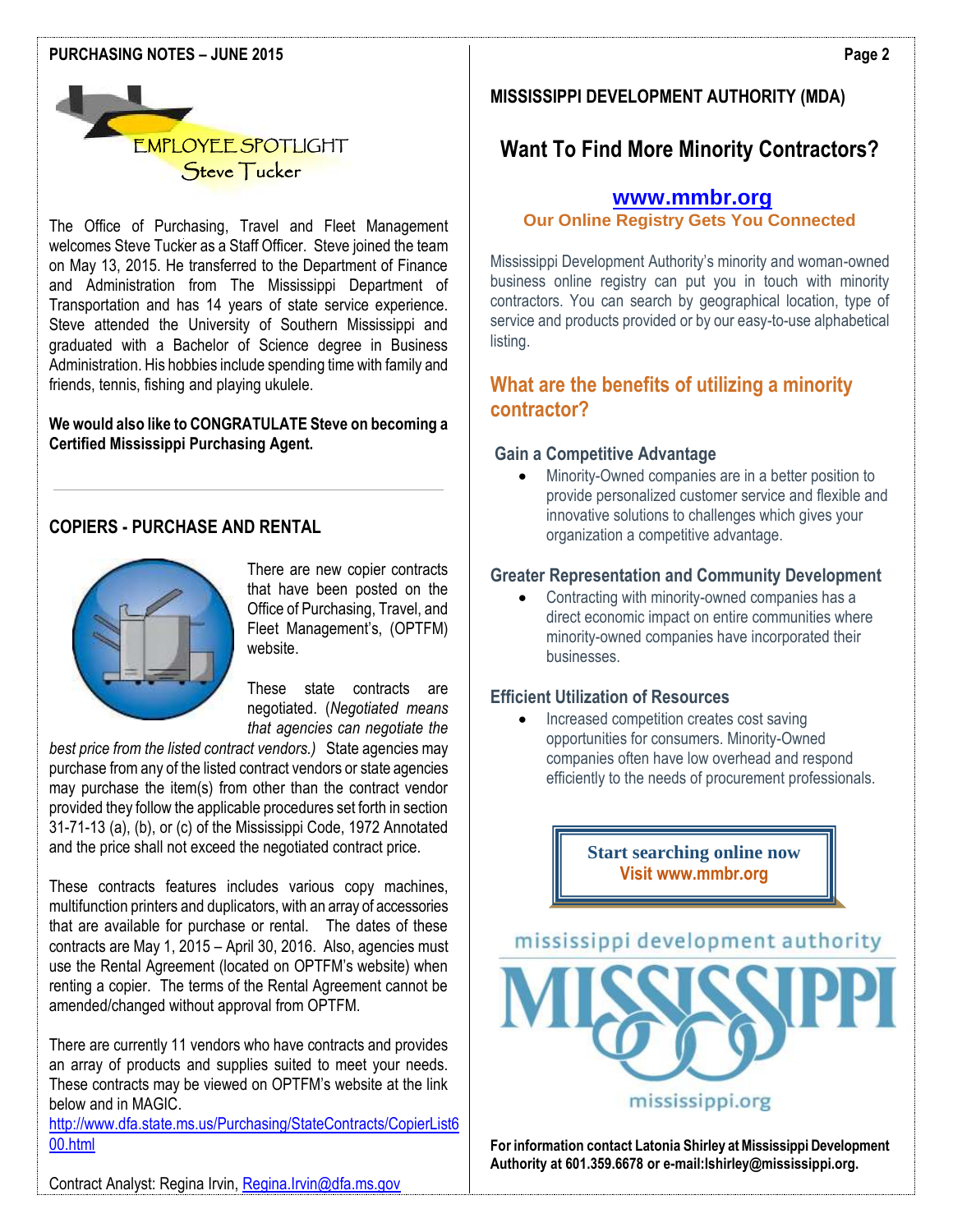## EMPLOYEE SPOTLIGHT
### Steve Tucker

The Office of Purchasing, Travel and Fleet Management welcomes Steve Tucker as a Staff Officer. Steve joined the team on May 13, 2015. He transferred to the Department of Finance and Administration from The Mississippi Department of Transportation and has 14 years of state service experience. Steve attended the University of Southern Mississippi and graduated with a Bachelor of Science degree in Business Administration. His hobbies include spending time with family and friends, tennis, fishing and playing ukulele.

**We would also like to CONGRATULATE Steve on becoming a Certified Mississippi Purchasing Agent.**

---

## COPIERS - PURCHASE AND RENTAL

There are new copier contracts that have been posted on the Office of Purchasing, Travel, and Fleet Management's, (OPTFM) website.

These state contracts are negotiated. (*Negotiated means that agencies can negotiate the best price from the listed contract vendors.)* State agencies may purchase from any of the listed contract vendors or state agencies may purchase the item(s) from other than the contract vendor provided they follow the applicable procedures set forth in section 31-71-13 (a), (b), or (c) of the Mississippi Code, 1972 Annotated and the price shall not exceed the negotiated contract price.

These contracts features includes various copy machines, multifunction printers and duplicators, with an array of accessories that are available for purchase or rental. The dates of these contracts are May 1, 2015 – April 30, 2016. Also, agencies must use the Rental Agreement (located on OPTFM's website) when renting a copier. The terms of the Rental Agreement cannot be amended/changed without approval from OPTFM.

There are currently 11 vendors who have contracts and provides an array of products and supplies suited to meet your needs. These contracts may be viewed on OPTFM's website at the link below and in MAGIC.
http://www.dfa.state.ms.us/Purchasing/StateContracts/CopierList600.html

Contract Analyst: Regina Irvin, Regina.Irvin@dfa.ms.gov

## MISSISSIPPI DEVELOPMENT AUTHORITY (MDA)

## Want To Find More Minority Contractors?

**www.mmbr.org**

**Our Online Registry Gets You Connected**

Mississippi Development Authority's minority and woman-owned business online registry can put you in touch with minority contractors. You can search by geographical location, type of service and products provided or by our easy-to-use alphabetical listing.

### What are the benefits of utilizing a minority contractor?

#### Gain a Competitive Advantage

- Minority-Owned companies are in a better position to provide personalized customer service and flexible and innovative solutions to challenges which gives your organization a competitive advantage.

#### Greater Representation and Community Development

- Contracting with minority-owned companies has a direct economic impact on entire communities where minority-owned companies have incorporated their businesses.

#### Efficient Utilization of Resources

- Increased competition creates cost saving opportunities for consumers. Minority-Owned companies often have low overhead and respond efficiently to the needs of procurement professionals.

**Start searching online now**
**Visit www.mmbr.org**

mississippi development authority
MISSISSIPPI
mississippi.org

**For information contact Latonia Shirley at Mississippi Development Authority at 601.359.6678 or e-mail:lshirley@mississippi.org.**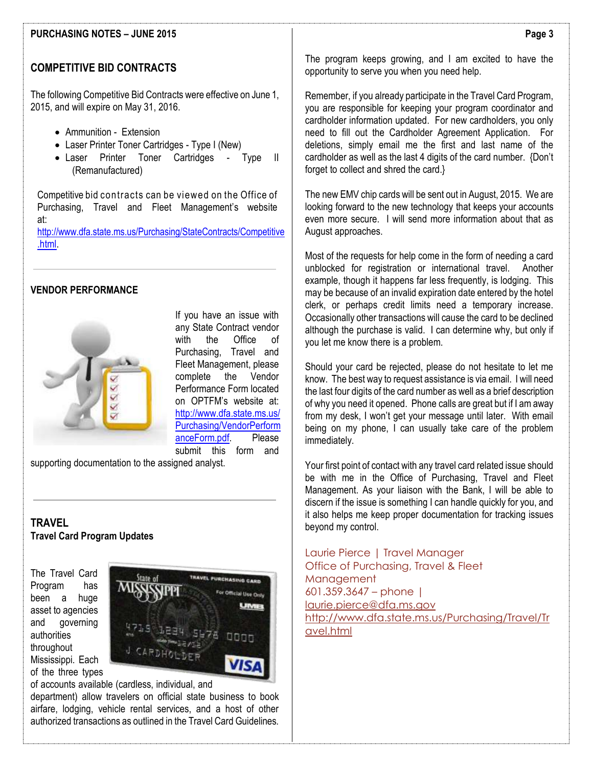## COMPETITIVE BID CONTRACTS

The following Competitive Bid Contracts were effective on June 1, 2015, and will expire on May 31, 2016.

- Ammunition - Extension
- Laser Printer Toner Cartridges - Type I (New)
- Laser Printer Toner Cartridges - Type II (Remanufactured)

Competitive bid contracts can be viewed on the Office of Purchasing, Travel and Fleet Management's website at: http://www.dfa.state.ms.us/Purchasing/StateContracts/Competitive.html.

## VENDOR PERFORMANCE

If you have an issue with any State Contract vendor with the Office of Purchasing, Travel and Fleet Management, please complete the Vendor Performance Form located on OPTFM's website at: http://www.dfa.state.ms.us/Purchasing/VendorPerformanceForm.pdf. Please submit this form and supporting documentation to the assigned analyst.

## TRAVEL

### Travel Card Program Updates

The Travel Card Program has been a huge asset to agencies and governing authorities throughout Mississippi. Each of the three types of accounts available (cardless, individual, and department) allow travelers on official state business to book airfare, lodging, vehicle rental services, and a host of other authorized transactions as outlined in the Travel Card Guidelines.

The program keeps growing, and I am excited to have the opportunity to serve you when you need help.

Remember, if you already participate in the Travel Card Program, you are responsible for keeping your program coordinator and cardholder information updated. For new cardholders, you only need to fill out the Cardholder Agreement Application. For deletions, simply email me the first and last name of the cardholder as well as the last 4 digits of the card number. {Don't forget to collect and shred the card.}

The new EMV chip cards will be sent out in August, 2015. We are looking forward to the new technology that keeps your accounts even more secure. I will send more information about that as August approaches.

Most of the requests for help come in the form of needing a card unblocked for registration or international travel. Another example, though it happens far less frequently, is lodging. This may be because of an invalid expiration date entered by the hotel clerk, or perhaps credit limits need a temporary increase. Occasionally other transactions will cause the card to be declined although the purchase is valid. I can determine why, but only if you let me know there is a problem.

Should your card be rejected, please do not hesitate to let me know. The best way to request assistance is via email. I will need the last four digits of the card number as well as a brief description of why you need it opened. Phone calls are great but if I am away from my desk, I won't get your message until later. With email being on my phone, I can usually take care of the problem immediately.

Your first point of contact with any travel card related issue should be with me in the Office of Purchasing, Travel and Fleet Management. As your liaison with the Bank, I will be able to discern if the issue is something I can handle quickly for you, and it also helps me keep proper documentation for tracking issues beyond my control.

Laurie Pierce | Travel Manager
Office of Purchasing, Travel & Fleet Management
601.359.3647 – phone | laurie.pierce@dfa.ms.gov
http://www.dfa.state.ms.us/Purchasing/Travel/Travel.html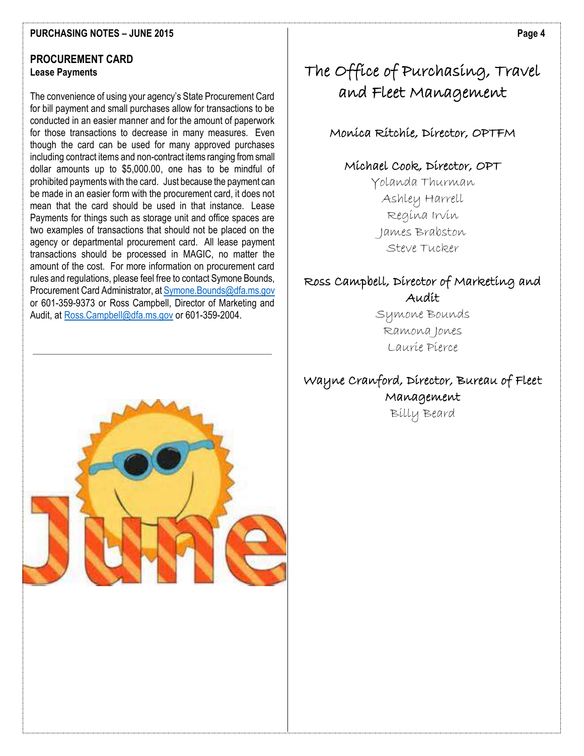## PROCUREMENT CARD

### Lease Payments

The convenience of using your agency's State Procurement Card for bill payment and small purchases allow for transactions to be conducted in an easier manner and for the amount of paperwork for those transactions to decrease in many measures. Even though the card can be used for many approved purchases including contract items and non-contract items ranging from small dollar amounts up to $5,000.00, one has to be mindful of prohibited payments with the card. Just because the payment can be made in an easier form with the procurement card, it does not mean that the card should be used in that instance. Lease Payments for things such as storage unit and office spaces are two examples of transactions that should not be placed on the agency or departmental procurement card. All lease payment transactions should be processed in MAGIC, no matter the amount of the cost. For more information on procurement card rules and regulations, please feel free to contact Symone Bounds, Procurement Card Administrator, at Symone.Bounds@dfa.ms.gov or 601-359-9373 or Ross Campbell, Director of Marketing and Audit, at Ross.Campbell@dfa.ms.gov or 601-359-2004.

# The Office of Purchasing, Travel and Fleet Management

**Monica Ritchie, Director, OPTFM**

**Michael Cook, Director, OPT**

Yolanda Thurman
Ashley Harrell
Regina Irvin
James Brabston
Steve Tucker

**Ross Campbell, Director of Marketing and Audit**

Symone Bounds
Ramona Jones
Laurie Pierce

**Wayne Cranford, Director, Bureau of Fleet Management**

Billy Beard